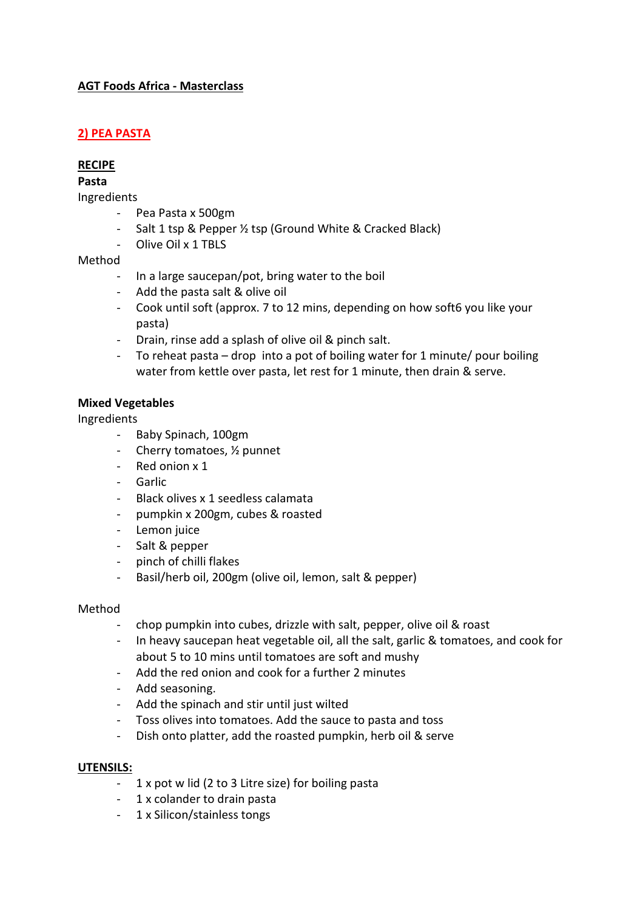**AGT Foods Africa - Masterclass**

## 2) PEA PASTA

**RECIPE**

**Pasta**

Ingredients

- Pea Pasta x 500gm
- Salt 1 tsp & Pepper ½ tsp (Ground White & Cracked Black)
- Olive Oil x 1 TBLS

Method

- In a large saucepan/pot, bring water to the boil
- Add the pasta salt & olive oil
- Cook until soft (approx. 7 to 12 mins, depending on how soft6 you like your pasta)
- Drain, rinse add a splash of olive oil & pinch salt.
- To reheat pasta – drop into a pot of boiling water for 1 minute/ pour boiling water from kettle over pasta, let rest for 1 minute, then drain & serve.

**Mixed Vegetables**

Ingredients

- Baby Spinach, 100gm
- Cherry tomatoes, ½ punnet
- Red onion x 1
- Garlic
- Black olives x 1 seedless calamata
- pumpkin x 200gm, cubes & roasted
- Lemon juice
- Salt & pepper
- pinch of chilli flakes
- Basil/herb oil, 200gm (olive oil, lemon, salt & pepper)

Method

- chop pumpkin into cubes, drizzle with salt, pepper, olive oil & roast
- In heavy saucepan heat vegetable oil, all the salt, garlic & tomatoes, and cook for about 5 to 10 mins until tomatoes are soft and mushy
- Add the red onion and cook for a further 2 minutes
- Add seasoning.
- Add the spinach and stir until just wilted
- Toss olives into tomatoes. Add the sauce to pasta and toss
- Dish onto platter, add the roasted pumpkin, herb oil & serve

**UTENSILS:**

- 1 x pot w lid (2 to 3 Litre size) for boiling pasta
- 1 x colander to drain pasta
- 1 x Silicon/stainless tongs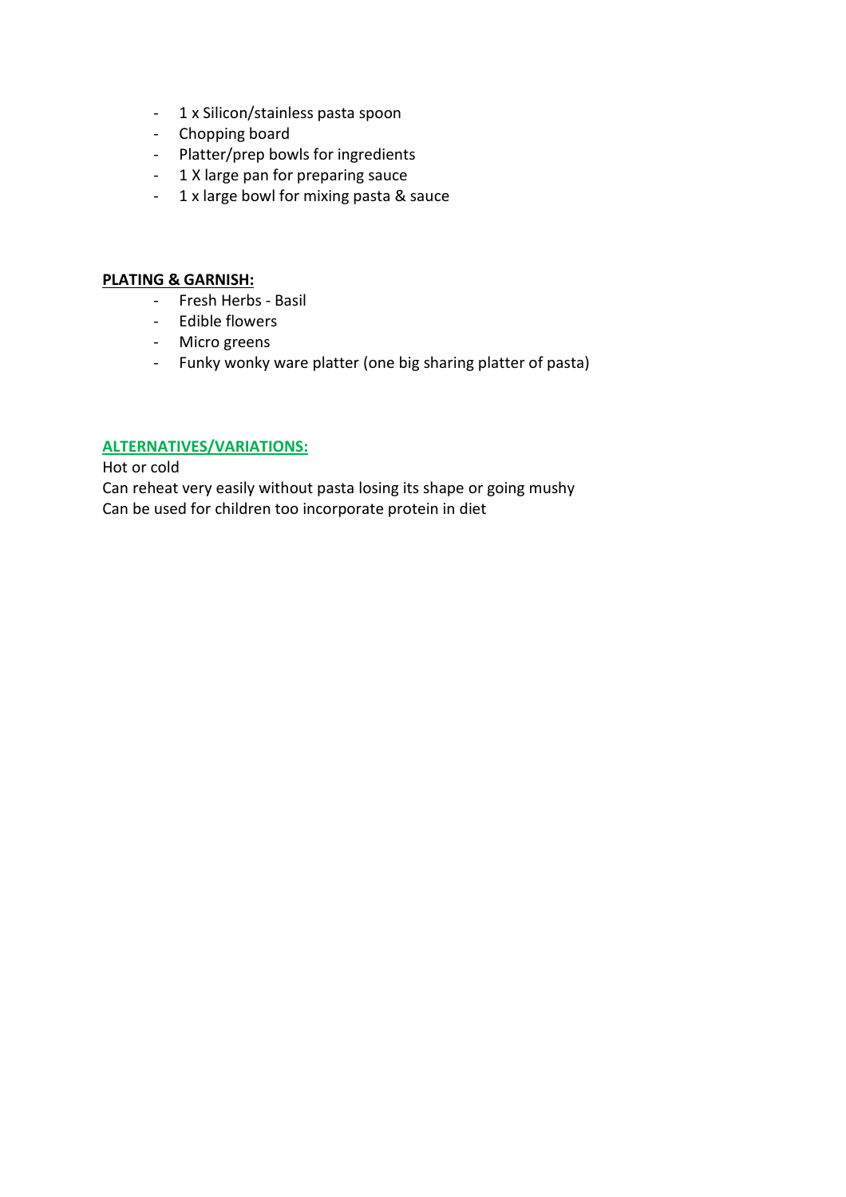- 1 x Silicon/stainless pasta spoon
- Chopping board
- Platter/prep bowls for ingredients
- 1 X large pan for preparing sauce
- 1 x large bowl for mixing pasta & sauce

**PLATING & GARNISH:**

- Fresh Herbs - Basil
- Edible flowers
- Micro greens
- Funky wonky ware platter (one big sharing platter of pasta)

**ALTERNATIVES/VARIATIONS:**

Hot or cold

Can reheat very easily without pasta losing its shape or going mushy

Can be used for children too incorporate protein in diet